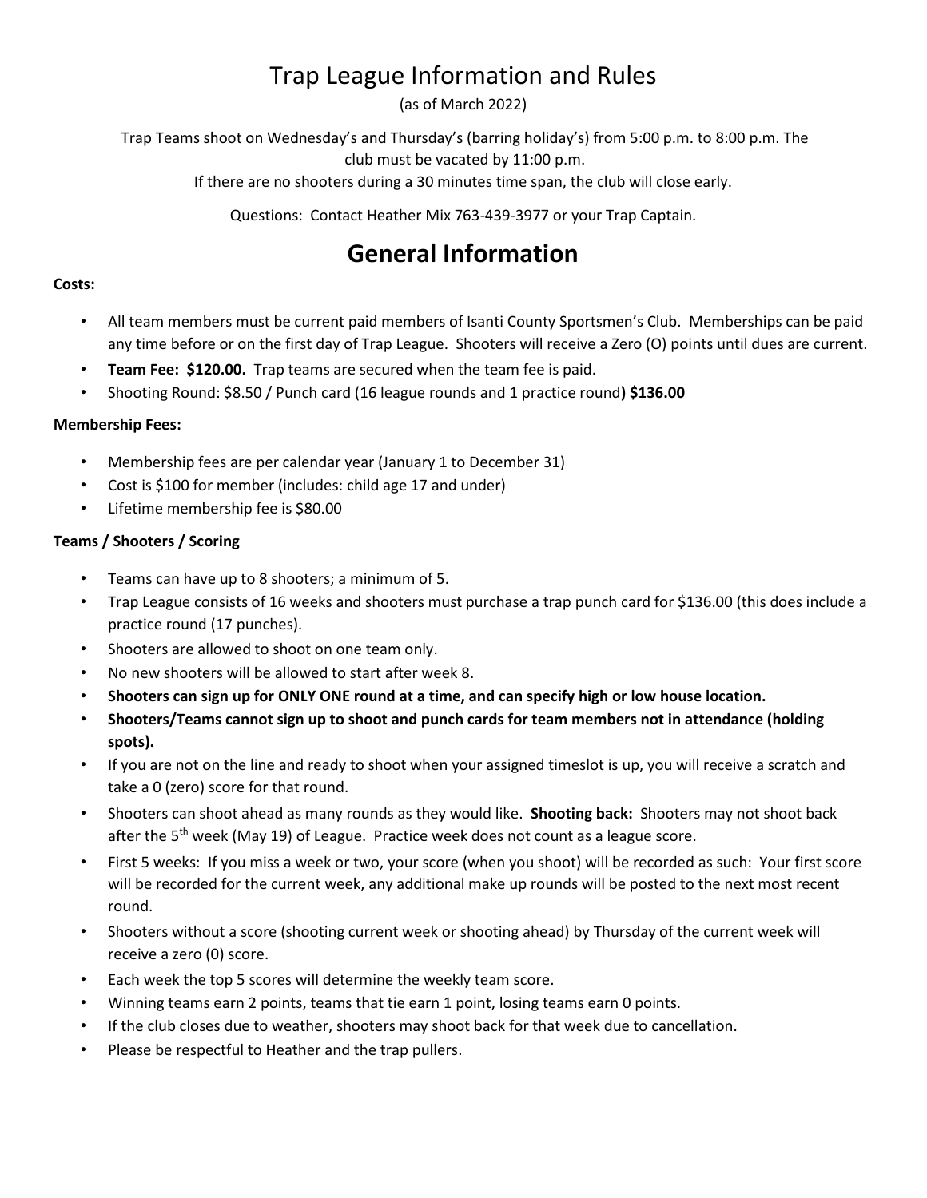# Trap League Information and Rules

(as of March 2022)

Trap Teams shoot on Wednesday's and Thursday's (barring holiday's) from 5:00 p.m. to 8:00 p.m. The club must be vacated by 11:00 p.m.

If there are no shooters during a 30 minutes time span, the club will close early.

Questions: Contact Heather Mix 763-439-3977 or your Trap Captain.

## General Information

**Costs:**

- All team members must be current paid members of Isanti County Sportsmen's Club. Memberships can be paid any time before or on the first day of Trap League. Shooters will receive a Zero (O) points until dues are current.
- **Team Fee: $120.00.** Trap teams are secured when the team fee is paid.
- Shooting Round: $8.50 / Punch card (16 league rounds and 1 practice round**) $136.00**

**Membership Fees:**

- Membership fees are per calendar year (January 1 to December 31)
- Cost is $100 for member (includes: child age 17 and under)
- Lifetime membership fee is $80.00

**Teams / Shooters / Scoring**

- Teams can have up to 8 shooters; a minimum of 5.
- Trap League consists of 16 weeks and shooters must purchase a trap punch card for $136.00 (this does include a practice round (17 punches).
- Shooters are allowed to shoot on one team only.
- No new shooters will be allowed to start after week 8.
- **Shooters can sign up for ONLY ONE round at a time, and can specify high or low house location.**
- **Shooters/Teams cannot sign up to shoot and punch cards for team members not in attendance (holding spots).**
- If you are not on the line and ready to shoot when your assigned timeslot is up, you will receive a scratch and take a 0 (zero) score for that round.
- Shooters can shoot ahead as many rounds as they would like. **Shooting back:** Shooters may not shoot back after the 5th week (May 19) of League. Practice week does not count as a league score.
- First 5 weeks: If you miss a week or two, your score (when you shoot) will be recorded as such: Your first score will be recorded for the current week, any additional make up rounds will be posted to the next most recent round.
- Shooters without a score (shooting current week or shooting ahead) by Thursday of the current week will receive a zero (0) score.
- Each week the top 5 scores will determine the weekly team score.
- Winning teams earn 2 points, teams that tie earn 1 point, losing teams earn 0 points.
- If the club closes due to weather, shooters may shoot back for that week due to cancellation.
- Please be respectful to Heather and the trap pullers.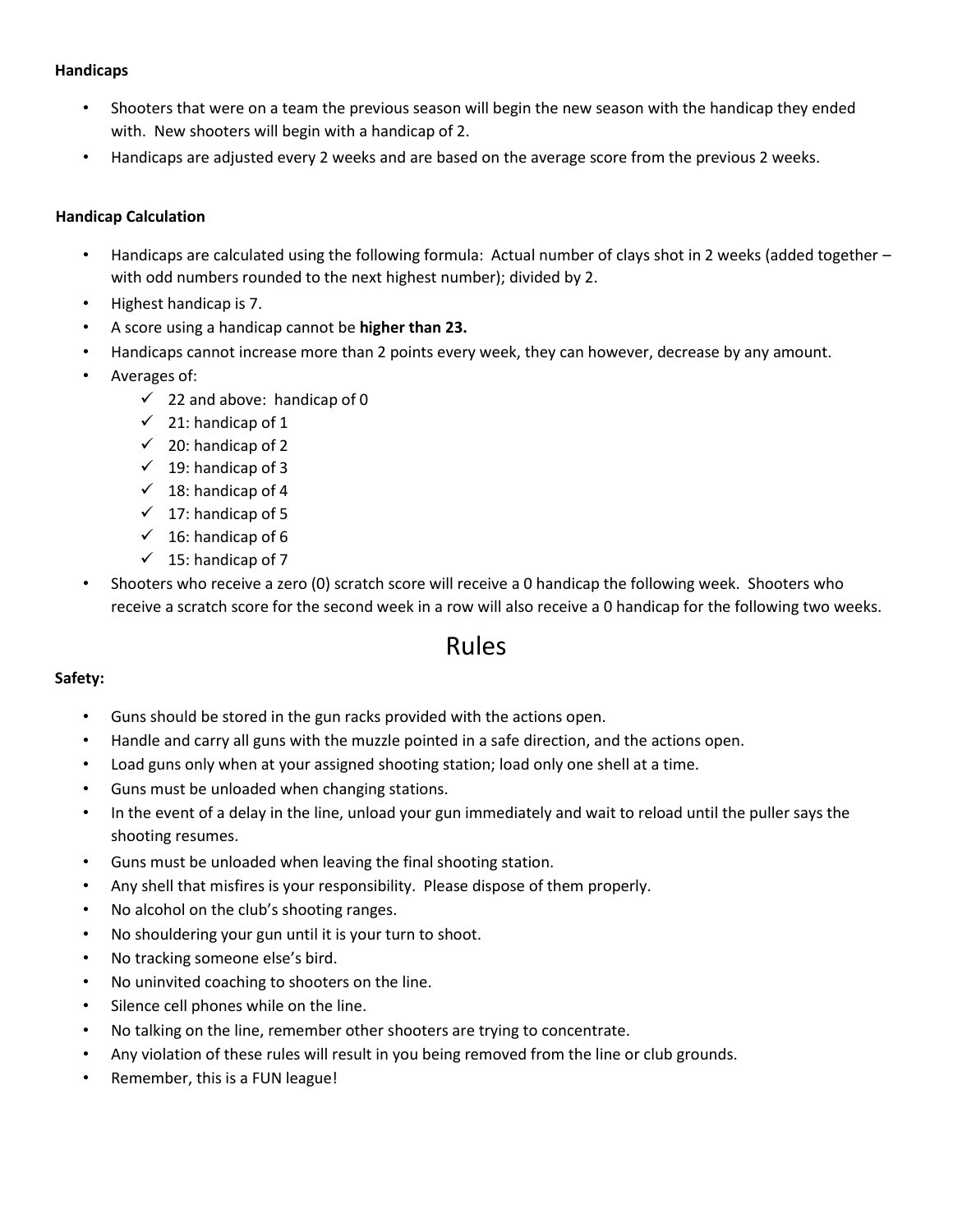**Handicaps**

- Shooters that were on a team the previous season will begin the new season with the handicap they ended with. New shooters will begin with a handicap of 2.
- Handicaps are adjusted every 2 weeks and are based on the average score from the previous 2 weeks.

**Handicap Calculation**

- Handicaps are calculated using the following formula: Actual number of clays shot in 2 weeks (added together – with odd numbers rounded to the next highest number); divided by 2.
- Highest handicap is 7.
- A score using a handicap cannot be **higher than 23.**
- Handicaps cannot increase more than 2 points every week, they can however, decrease by any amount.
- Averages of:
  - ✓ 22 and above: handicap of 0
  - ✓ 21: handicap of 1
  - ✓ 20: handicap of 2
  - ✓ 19: handicap of 3
  - ✓ 18: handicap of 4
  - ✓ 17: handicap of 5
  - ✓ 16: handicap of 6
  - ✓ 15: handicap of 7
- Shooters who receive a zero (0) scratch score will receive a 0 handicap the following week. Shooters who receive a scratch score for the second week in a row will also receive a 0 handicap for the following two weeks.

# Rules

**Safety:**

- Guns should be stored in the gun racks provided with the actions open.
- Handle and carry all guns with the muzzle pointed in a safe direction, and the actions open.
- Load guns only when at your assigned shooting station; load only one shell at a time.
- Guns must be unloaded when changing stations.
- In the event of a delay in the line, unload your gun immediately and wait to reload until the puller says the shooting resumes.
- Guns must be unloaded when leaving the final shooting station.
- Any shell that misfires is your responsibility. Please dispose of them properly.
- No alcohol on the club's shooting ranges.
- No shouldering your gun until it is your turn to shoot.
- No tracking someone else's bird.
- No uninvited coaching to shooters on the line.
- Silence cell phones while on the line.
- No talking on the line, remember other shooters are trying to concentrate.
- Any violation of these rules will result in you being removed from the line or club grounds.
- Remember, this is a FUN league!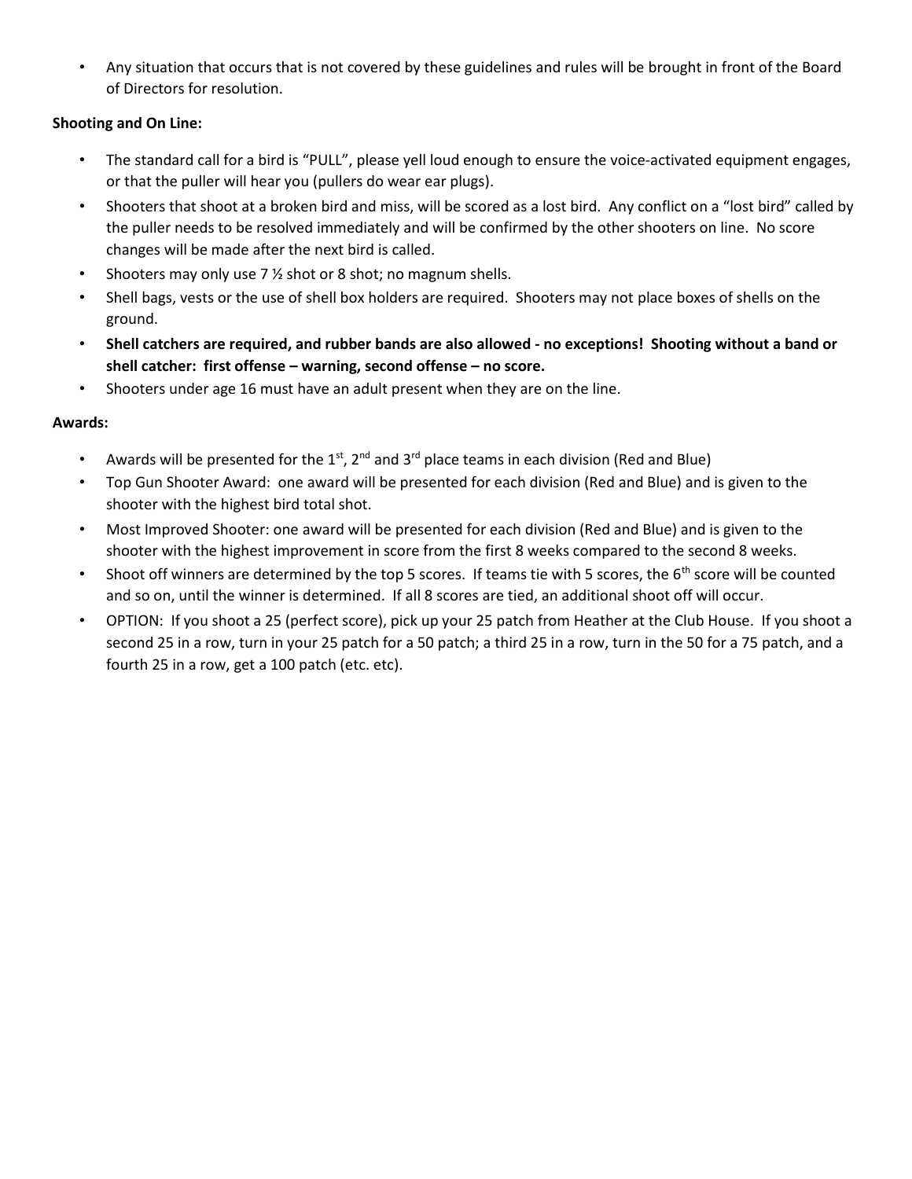- Any situation that occurs that is not covered by these guidelines and rules will be brought in front of the Board of Directors for resolution.

**Shooting and On Line:**

- The standard call for a bird is "PULL", please yell loud enough to ensure the voice-activated equipment engages, or that the puller will hear you (pullers do wear ear plugs).
- Shooters that shoot at a broken bird and miss, will be scored as a lost bird. Any conflict on a "lost bird" called by the puller needs to be resolved immediately and will be confirmed by the other shooters on line. No score changes will be made after the next bird is called.
- Shooters may only use 7 ½ shot or 8 shot; no magnum shells.
- Shell bags, vests or the use of shell box holders are required. Shooters may not place boxes of shells on the ground.
- **Shell catchers are required, and rubber bands are also allowed - no exceptions! Shooting without a band or shell catcher: first offense – warning, second offense – no score.**
- Shooters under age 16 must have an adult present when they are on the line.

**Awards:**

- Awards will be presented for the 1st, 2nd and 3rd place teams in each division (Red and Blue)
- Top Gun Shooter Award: one award will be presented for each division (Red and Blue) and is given to the shooter with the highest bird total shot.
- Most Improved Shooter: one award will be presented for each division (Red and Blue) and is given to the shooter with the highest improvement in score from the first 8 weeks compared to the second 8 weeks.
- Shoot off winners are determined by the top 5 scores. If teams tie with 5 scores, the 6th score will be counted and so on, until the winner is determined. If all 8 scores are tied, an additional shoot off will occur.
- OPTION: If you shoot a 25 (perfect score), pick up your 25 patch from Heather at the Club House. If you shoot a second 25 in a row, turn in your 25 patch for a 50 patch; a third 25 in a row, turn in the 50 for a 75 patch, and a fourth 25 in a row, get a 100 patch (etc. etc).